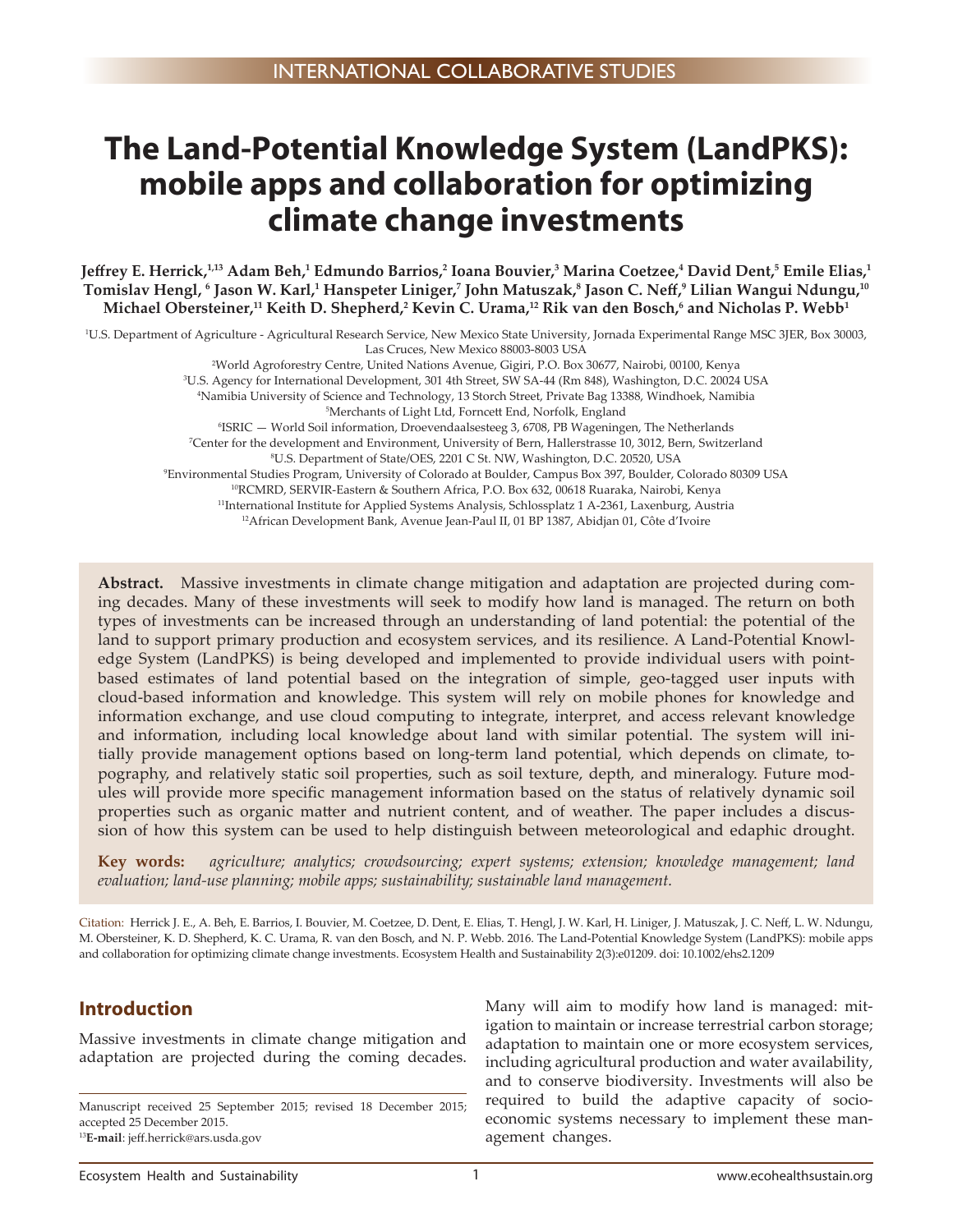INTERNATIONAL COLLABORATIVE STUDIES

# The Land-Potential Knowledge System (LandPKS): mobile apps and collaboration for optimizing climate change investments

**Jeffrey E. Herrick,[1,13] Adam Beh,[1] Edmundo Barrios,[2] Ioana Bouvier,[3] Marina Coetzee,[4] David Dent,[5] Emile Elias,[1] Tomislav Hengl,[6] Jason W. Karl,[1] Hanspeter Liniger,[7] John Matuszak,[8] Jason C. Neff,[9] Lilian Wangui Ndungu,[10] Michael Obersteiner,[11] Keith D. Shepherd,[2] Kevin C. Urama,[12] Rik van den Bosch,[6] and Nicholas P. Webb[1]**

[1]U.S. Department of Agriculture - Agricultural Research Service, New Mexico State University, Jornada Experimental Range MSC 3JER, Box 30003, Las Cruces, New Mexico 88003-8003 USA
[2]World Agroforestry Centre, United Nations Avenue, Gigiri, P.O. Box 30677, Nairobi, 00100, Kenya
[3]U.S. Agency for International Development, 301 4th Street, SW SA-44 (Rm 848), Washington, D.C. 20024 USA
[4]Namibia University of Science and Technology, 13 Storch Street, Private Bag 13388, Windhoek, Namibia
[5]Merchants of Light Ltd, Forncett End, Norfolk, England
[6]ISRIC — World Soil information, Droevendaalsesteeg 3, 6708, PB Wageningen, The Netherlands
[7]Center for the development and Environment, University of Bern, Hallerstrasse 10, 3012, Bern, Switzerland
[8]U.S. Department of State/OES, 2201 C St. NW, Washington, D.C. 20520, USA
[9]Environmental Studies Program, University of Colorado at Boulder, Campus Box 397, Boulder, Colorado 80309 USA
[10]RCMRD, SERVIR-Eastern & Southern Africa, P.O. Box 632, 00618 Ruaraka, Nairobi, Kenya
[11]International Institute for Applied Systems Analysis, Schlossplatz 1 A-2361, Laxenburg, Austria
[12]African Development Bank, Avenue Jean-Paul II, 01 BP 1387, Abidjan 01, Côte d'Ivoire

**Abstract.** Massive investments in climate change mitigation and adaptation are projected during coming decades. Many of these investments will seek to modify how land is managed. The return on both types of investments can be increased through an understanding of land potential: the potential of the land to support primary production and ecosystem services, and its resilience. A Land-Potential Knowledge System (LandPKS) is being developed and implemented to provide individual users with point-based estimates of land potential based on the integration of simple, geo-tagged user inputs with cloud-based information and knowledge. This system will rely on mobile phones for knowledge and information exchange, and use cloud computing to integrate, interpret, and access relevant knowledge and information, including local knowledge about land with similar potential. The system will initially provide management options based on long-term land potential, which depends on climate, topography, and relatively static soil properties, such as soil texture, depth, and mineralogy. Future modules will provide more specific management information based on the status of relatively dynamic soil properties such as organic matter and nutrient content, and of weather. The paper includes a discussion of how this system can be used to help distinguish between meteorological and edaphic drought.

**Key words:** *agriculture; analytics; crowdsourcing; expert systems; extension; knowledge management; land evaluation; land-use planning; mobile apps; sustainability; sustainable land management.*

Citation: Herrick J. E., A. Beh, E. Barrios, I. Bouvier, M. Coetzee, D. Dent, E. Elias, T. Hengl, J. W. Karl, H. Liniger, J. Matuszak, J. C. Neff, L. W. Ndungu, M. Obersteiner, K. D. Shepherd, K. C. Urama, R. van den Bosch, and N. P. Webb. 2016. The Land-Potential Knowledge System (LandPKS): mobile apps and collaboration for optimizing climate change investments. Ecosystem Health and Sustainability 2(3):e01209. doi: 10.1002/ehs2.1209

## Introduction

Massive investments in climate change mitigation and adaptation are projected during the coming decades. Many will aim to modify how land is managed: mitigation to maintain or increase terrestrial carbon storage; adaptation to maintain one or more ecosystem services, including agricultural production and water availability, and to conserve biodiversity. Investments will also be required to build the adaptive capacity of socio-economic systems necessary to implement these management changes.

Manuscript received 25 September 2015; revised 18 December 2015; accepted 25 December 2015.
[13]**E-mail**: jeff.herrick@ars.usda.gov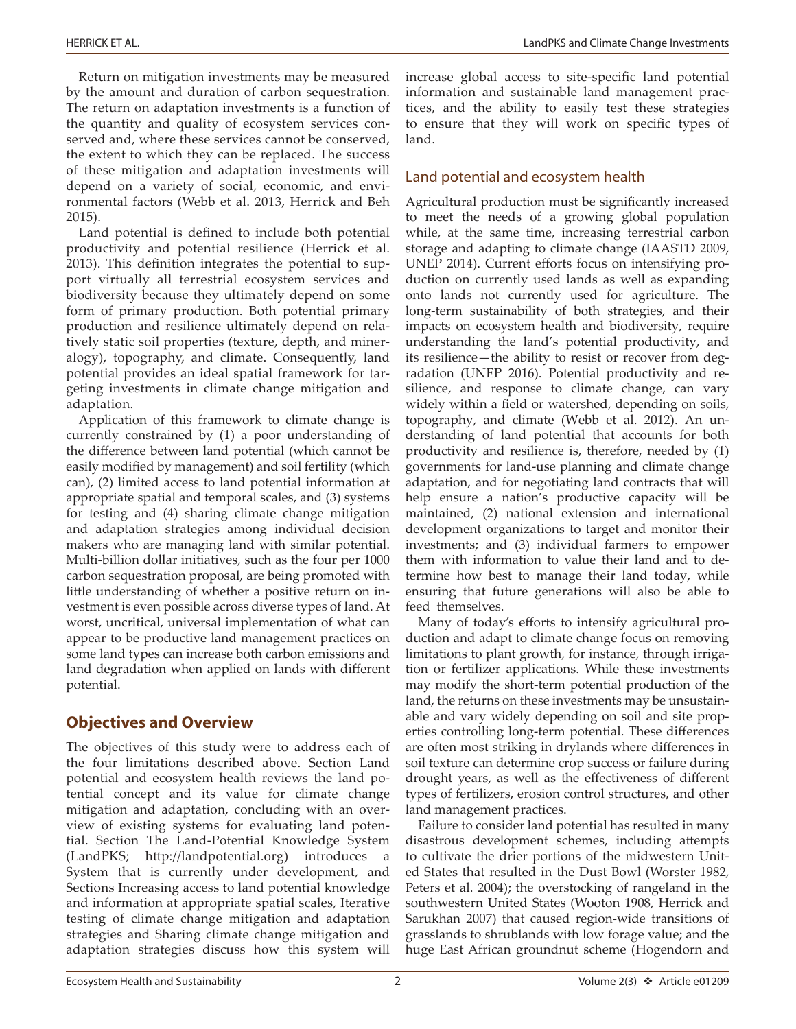Return on mitigation investments may be measured by the amount and duration of carbon sequestration. The return on adaptation investments is a function of the quantity and quality of ecosystem services conserved and, where these services cannot be conserved, the extent to which they can be replaced. The success of these mitigation and adaptation investments will depend on a variety of social, economic, and environmental factors (Webb et al. 2013, Herrick and Beh 2015).

Land potential is defined to include both potential productivity and potential resilience (Herrick et al. 2013). This definition integrates the potential to support virtually all terrestrial ecosystem services and biodiversity because they ultimately depend on some form of primary production. Both potential primary production and resilience ultimately depend on relatively static soil properties (texture, depth, and mineralogy), topography, and climate. Consequently, land potential provides an ideal spatial framework for targeting investments in climate change mitigation and adaptation.

Application of this framework to climate change is currently constrained by (1) a poor understanding of the difference between land potential (which cannot be easily modified by management) and soil fertility (which can), (2) limited access to land potential information at appropriate spatial and temporal scales, and (3) systems for testing and (4) sharing climate change mitigation and adaptation strategies among individual decision makers who are managing land with similar potential. Multi-billion dollar initiatives, such as the four per 1000 carbon sequestration proposal, are being promoted with little understanding of whether a positive return on investment is even possible across diverse types of land. At worst, uncritical, universal implementation of what can appear to be productive land management practices on some land types can increase both carbon emissions and land degradation when applied on lands with different potential.

## Objectives and Overview

The objectives of this study were to address each of the four limitations described above. Section Land potential and ecosystem health reviews the land potential concept and its value for climate change mitigation and adaptation, concluding with an overview of existing systems for evaluating land potential. Section The Land-Potential Knowledge System (LandPKS; http://landpotential.org) introduces a System that is currently under development, and Sections Increasing access to land potential knowledge and information at appropriate spatial scales, Iterative testing of climate change mitigation and adaptation strategies and Sharing climate change mitigation and adaptation strategies discuss how this system will increase global access to site-specific land potential information and sustainable land management practices, and the ability to easily test these strategies to ensure that they will work on specific types of land.

### Land potential and ecosystem health

Agricultural production must be significantly increased to meet the needs of a growing global population while, at the same time, increasing terrestrial carbon storage and adapting to climate change (IAASTD 2009, UNEP 2014). Current efforts focus on intensifying production on currently used lands as well as expanding onto lands not currently used for agriculture. The long-term sustainability of both strategies, and their impacts on ecosystem health and biodiversity, require understanding the land's potential productivity, and its resilience—the ability to resist or recover from degradation (UNEP 2016). Potential productivity and resilience, and response to climate change, can vary widely within a field or watershed, depending on soils, topography, and climate (Webb et al. 2012). An understanding of land potential that accounts for both productivity and resilience is, therefore, needed by (1) governments for land-use planning and climate change adaptation, and for negotiating land contracts that will help ensure a nation's productive capacity will be maintained, (2) national extension and international development organizations to target and monitor their investments; and (3) individual farmers to empower them with information to value their land and to determine how best to manage their land today, while ensuring that future generations will also be able to feed themselves.

Many of today's efforts to intensify agricultural production and adapt to climate change focus on removing limitations to plant growth, for instance, through irrigation or fertilizer applications. While these investments may modify the short-term potential production of the land, the returns on these investments may be unsustainable and vary widely depending on soil and site properties controlling long-term potential. These differences are often most striking in drylands where differences in soil texture can determine crop success or failure during drought years, as well as the effectiveness of different types of fertilizers, erosion control structures, and other land management practices.

Failure to consider land potential has resulted in many disastrous development schemes, including attempts to cultivate the drier portions of the midwestern United States that resulted in the Dust Bowl (Worster 1982, Peters et al. 2004); the overstocking of rangeland in the southwestern United States (Wooton 1908, Herrick and Sarukhan 2007) that caused region-wide transitions of grasslands to shrublands with low forage value; and the huge East African groundnut scheme (Hogendorn and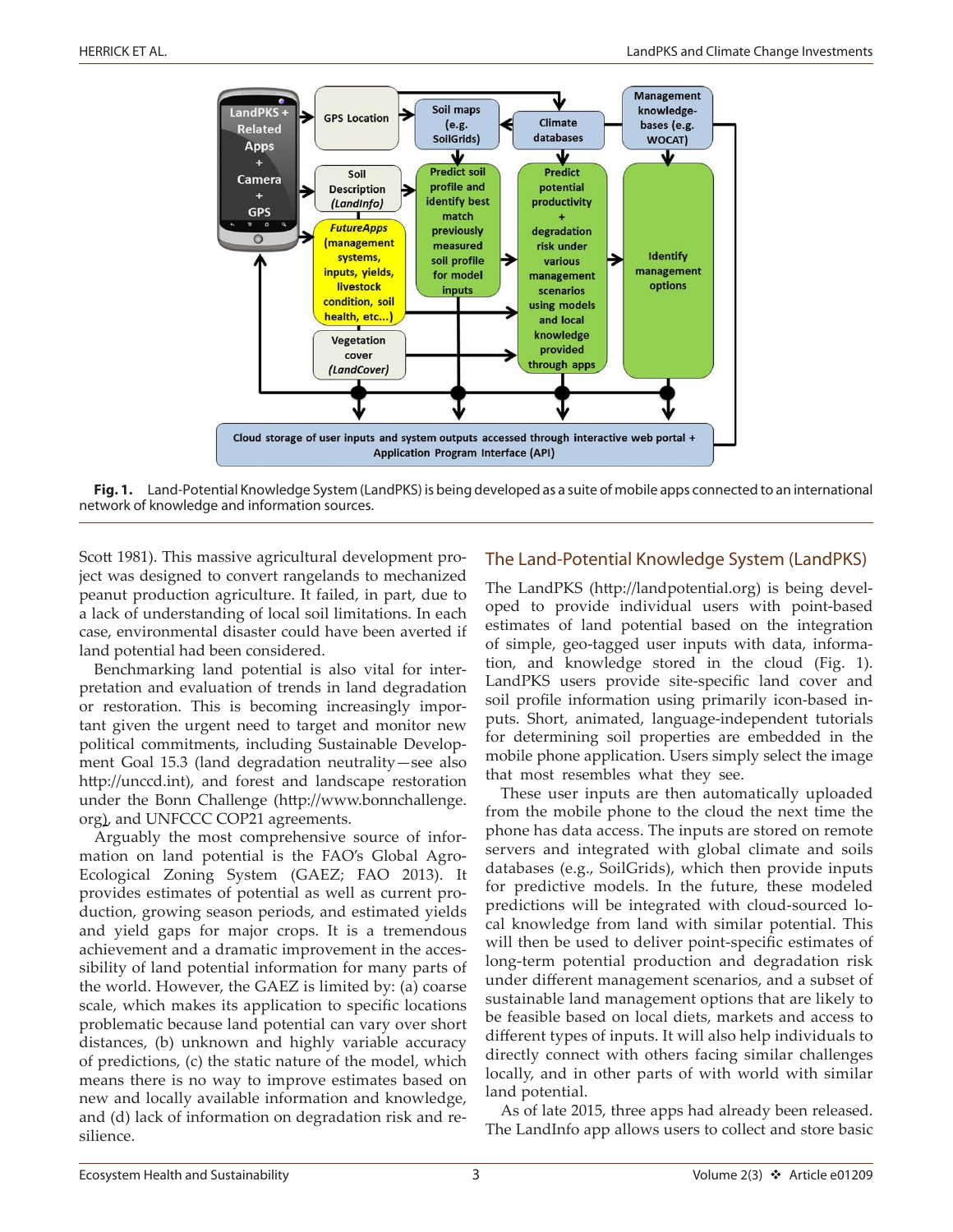LandPKS + Related Apps + Camera + GPS

GPS Location

Soil maps (e.g. SoilGrids)

Climate databases

Management knowledge-bases (e.g. WOCAT)

Soil Description (*LandInfo*)

*FutureApps* (management systems, inputs, yields, livestock condition, soil health, etc...)

Vegetation cover (*LandCover*)

Predict soil profile and identify best match previously measured soil profile for model inputs

Predict potential productivity + degradation risk under various management scenarios using models and local knowledge provided through apps

Identify management options

Cloud storage of user inputs and system outputs accessed through interactive web portal + Application Program Interface (API)

**Fig. 1.** Land-Potential Knowledge System (LandPKS) is being developed as a suite of mobile apps connected to an international network of knowledge and information sources.

Scott 1981). This massive agricultural development project was designed to convert rangelands to mechanized peanut production agriculture. It failed, in part, due to a lack of understanding of local soil limitations. In each case, environmental disaster could have been averted if land potential had been considered.

Benchmarking land potential is also vital for interpretation and evaluation of trends in land degradation or restoration. This is becoming increasingly important given the urgent need to target and monitor new political commitments, including Sustainable Development Goal 15.3 (land degradation neutrality—see also http://unccd.int), and forest and landscape restoration under the Bonn Challenge (http://www.bonnchallenge.org), and UNFCCC COP21 agreements.

Arguably the most comprehensive source of information on land potential is the FAO's Global Agro-Ecological Zoning System (GAEZ; FAO 2013). It provides estimates of potential as well as current production, growing season periods, and estimated yields and yield gaps for major crops. It is a tremendous achievement and a dramatic improvement in the accessibility of land potential information for many parts of the world. However, the GAEZ is limited by: (a) coarse scale, which makes its application to specific locations problematic because land potential can vary over short distances, (b) unknown and highly variable accuracy of predictions, (c) the static nature of the model, which means there is no way to improve estimates based on new and locally available information and knowledge, and (d) lack of information on degradation risk and resilience.

## The Land-Potential Knowledge System (LandPKS)

The LandPKS (http://landpotential.org) is being developed to provide individual users with point-based estimates of land potential based on the integration of simple, geo-tagged user inputs with data, information, and knowledge stored in the cloud (Fig. 1). LandPKS users provide site-specific land cover and soil profile information using primarily icon-based inputs. Short, animated, language-independent tutorials for determining soil properties are embedded in the mobile phone application. Users simply select the image that most resembles what they see.

These user inputs are then automatically uploaded from the mobile phone to the cloud the next time the phone has data access. The inputs are stored on remote servers and integrated with global climate and soils databases (e.g., SoilGrids), which then provide inputs for predictive models. In the future, these modeled predictions will be integrated with cloud-sourced local knowledge from land with similar potential. This will then be used to deliver point-specific estimates of long-term potential production and degradation risk under different management scenarios, and a subset of sustainable land management options that are likely to be feasible based on local diets, markets and access to different types of inputs. It will also help individuals to directly connect with others facing similar challenges locally, and in other parts of with world with similar land potential.

As of late 2015, three apps had already been released. The LandInfo app allows users to collect and store basic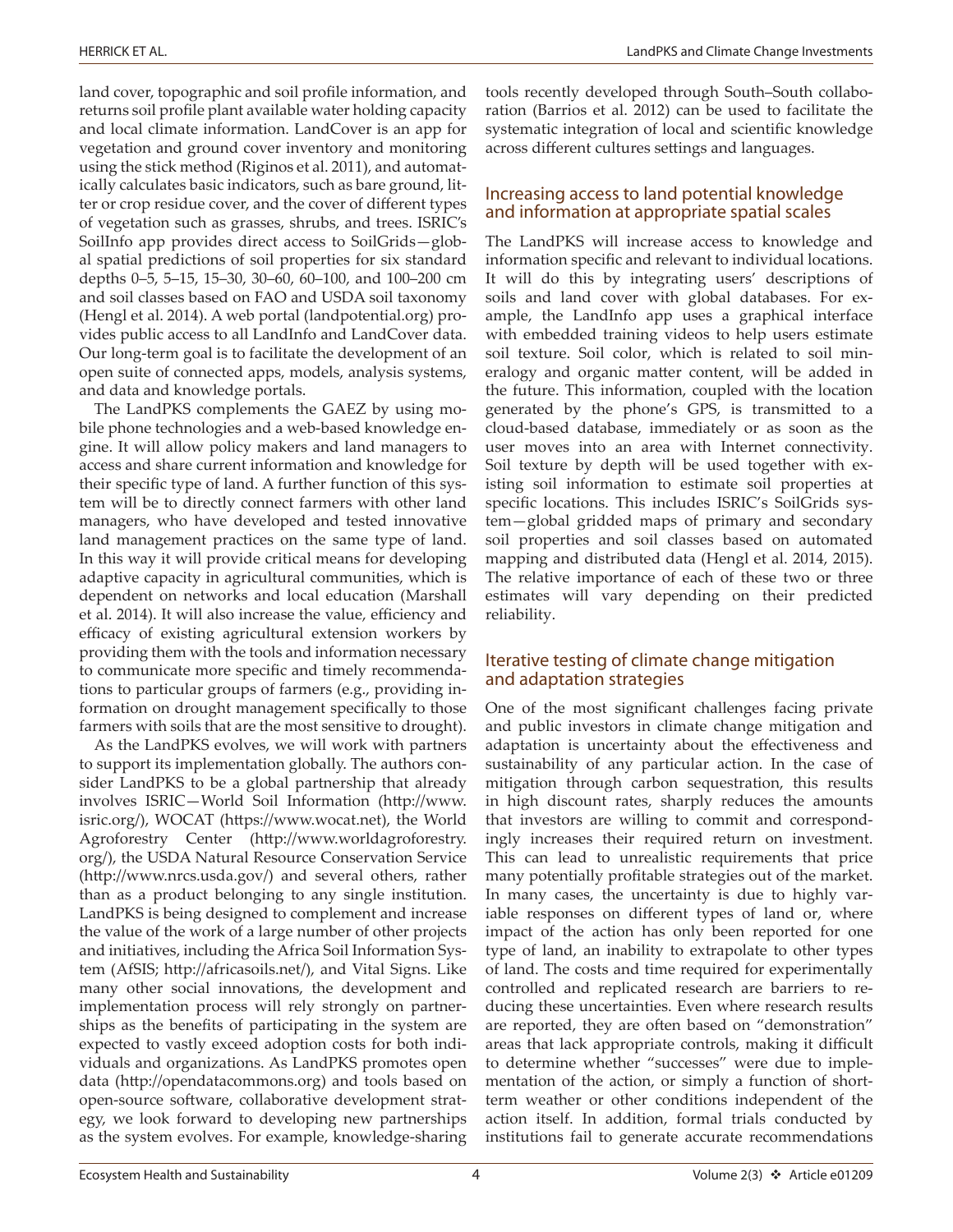land cover, topographic and soil profile information, and returns soil profile plant available water holding capacity and local climate information. LandCover is an app for vegetation and ground cover inventory and monitoring using the stick method (Riginos et al. 2011), and automatically calculates basic indicators, such as bare ground, litter or crop residue cover, and the cover of different types of vegetation such as grasses, shrubs, and trees. ISRIC's SoilInfo app provides direct access to SoilGrids—global spatial predictions of soil properties for six standard depths 0–5, 5–15, 15–30, 30–60, 60–100, and 100–200 cm and soil classes based on FAO and USDA soil taxonomy (Hengl et al. 2014). A web portal (landpotential.org) provides public access to all LandInfo and LandCover data. Our long-term goal is to facilitate the development of an open suite of connected apps, models, analysis systems, and data and knowledge portals.

The LandPKS complements the GAEZ by using mobile phone technologies and a web-based knowledge engine. It will allow policy makers and land managers to access and share current information and knowledge for their specific type of land. A further function of this system will be to directly connect farmers with other land managers, who have developed and tested innovative land management practices on the same type of land. In this way it will provide critical means for developing adaptive capacity in agricultural communities, which is dependent on networks and local education (Marshall et al. 2014). It will also increase the value, efficiency and efficacy of existing agricultural extension workers by providing them with the tools and information necessary to communicate more specific and timely recommendations to particular groups of farmers (e.g., providing information on drought management specifically to those farmers with soils that are the most sensitive to drought).

As the LandPKS evolves, we will work with partners to support its implementation globally. The authors consider LandPKS to be a global partnership that already involves ISRIC—World Soil Information (http://www.isric.org/), WOCAT (https://www.wocat.net), the World Agroforestry Center (http://www.worldagroforestry.org/), the USDA Natural Resource Conservation Service (http://www.nrcs.usda.gov/) and several others, rather than as a product belonging to any single institution. LandPKS is being designed to complement and increase the value of the work of a large number of other projects and initiatives, including the Africa Soil Information System (AfSIS; http://africasoils.net/), and Vital Signs. Like many other social innovations, the development and implementation process will rely strongly on partnerships as the benefits of participating in the system are expected to vastly exceed adoption costs for both individuals and organizations. As LandPKS promotes open data (http://opendatacommons.org) and tools based on open-source software, collaborative development strategy, we look forward to developing new partnerships as the system evolves. For example, knowledge-sharing tools recently developed through South–South collaboration (Barrios et al. 2012) can be used to facilitate the systematic integration of local and scientific knowledge across different cultures settings and languages.

## Increasing access to land potential knowledge and information at appropriate spatial scales

The LandPKS will increase access to knowledge and information specific and relevant to individual locations. It will do this by integrating users' descriptions of soils and land cover with global databases. For example, the LandInfo app uses a graphical interface with embedded training videos to help users estimate soil texture. Soil color, which is related to soil mineralogy and organic matter content, will be added in the future. This information, coupled with the location generated by the phone's GPS, is transmitted to a cloud-based database, immediately or as soon as the user moves into an area with Internet connectivity. Soil texture by depth will be used together with existing soil information to estimate soil properties at specific locations. This includes ISRIC's SoilGrids system—global gridded maps of primary and secondary soil properties and soil classes based on automated mapping and distributed data (Hengl et al. 2014, 2015). The relative importance of each of these two or three estimates will vary depending on their predicted reliability.

## Iterative testing of climate change mitigation and adaptation strategies

One of the most significant challenges facing private and public investors in climate change mitigation and adaptation is uncertainty about the effectiveness and sustainability of any particular action. In the case of mitigation through carbon sequestration, this results in high discount rates, sharply reduces the amounts that investors are willing to commit and correspondingly increases their required return on investment. This can lead to unrealistic requirements that price many potentially profitable strategies out of the market. In many cases, the uncertainty is due to highly variable responses on different types of land or, where impact of the action has only been reported for one type of land, an inability to extrapolate to other types of land. The costs and time required for experimentally controlled and replicated research are barriers to reducing these uncertainties. Even where research results are reported, they are often based on "demonstration" areas that lack appropriate controls, making it difficult to determine whether "successes" were due to implementation of the action, or simply a function of short-term weather or other conditions independent of the action itself. In addition, formal trials conducted by institutions fail to generate accurate recommendations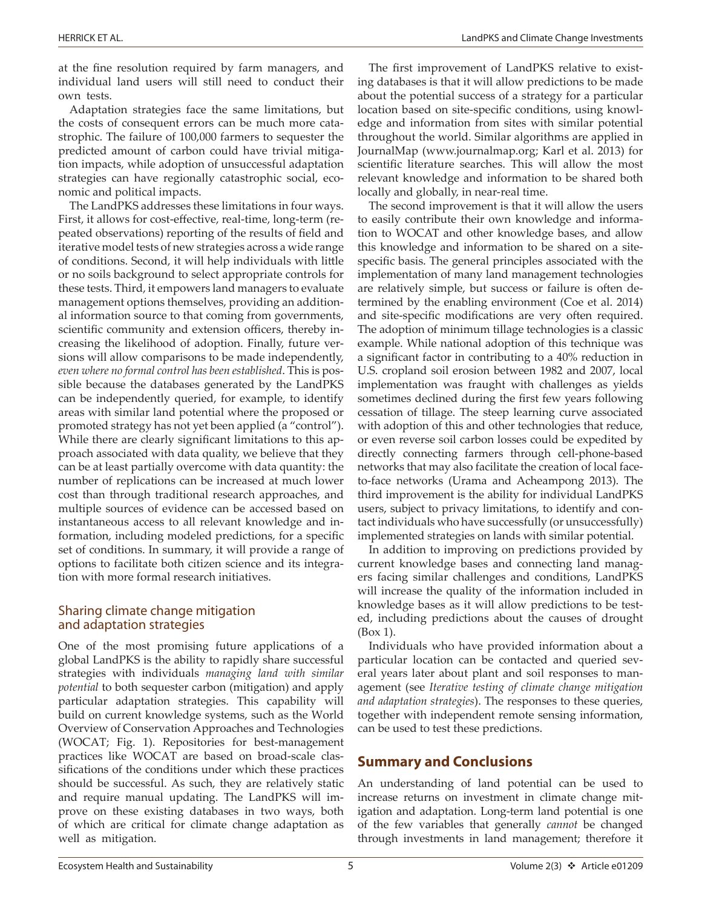at the fine resolution required by farm managers, and individual land users will still need to conduct their own tests.

Adaptation strategies face the same limitations, but the costs of consequent errors can be much more catastrophic. The failure of 100,000 farmers to sequester the predicted amount of carbon could have trivial mitigation impacts, while adoption of unsuccessful adaptation strategies can have regionally catastrophic social, economic and political impacts.

The LandPKS addresses these limitations in four ways. First, it allows for cost-effective, real-time, long-term (repeated observations) reporting of the results of field and iterative model tests of new strategies across a wide range of conditions. Second, it will help individuals with little or no soils background to select appropriate controls for these tests. Third, it empowers land managers to evaluate management options themselves, providing an additional information source to that coming from governments, scientific community and extension officers, thereby increasing the likelihood of adoption. Finally, future versions will allow comparisons to be made independently, *even where no formal control has been established*. This is possible because the databases generated by the LandPKS can be independently queried, for example, to identify areas with similar land potential where the proposed or promoted strategy has not yet been applied (a "control"). While there are clearly significant limitations to this approach associated with data quality, we believe that they can be at least partially overcome with data quantity: the number of replications can be increased at much lower cost than through traditional research approaches, and multiple sources of evidence can be accessed based on instantaneous access to all relevant knowledge and information, including modeled predictions, for a specific set of conditions. In summary, it will provide a range of options to facilitate both citizen science and its integration with more formal research initiatives.

### Sharing climate change mitigation and adaptation strategies

One of the most promising future applications of a global LandPKS is the ability to rapidly share successful strategies with individuals *managing land with similar potential* to both sequester carbon (mitigation) and apply particular adaptation strategies. This capability will build on current knowledge systems, such as the World Overview of Conservation Approaches and Technologies (WOCAT; Fig. 1). Repositories for best-management practices like WOCAT are based on broad-scale classifications of the conditions under which these practices should be successful. As such, they are relatively static and require manual updating. The LandPKS will improve on these existing databases in two ways, both of which are critical for climate change adaptation as well as mitigation.

The first improvement of LandPKS relative to existing databases is that it will allow predictions to be made about the potential success of a strategy for a particular location based on site-specific conditions, using knowledge and information from sites with similar potential throughout the world. Similar algorithms are applied in JournalMap (www.journalmap.org; Karl et al. 2013) for scientific literature searches. This will allow the most relevant knowledge and information to be shared both locally and globally, in near-real time.

The second improvement is that it will allow the users to easily contribute their own knowledge and information to WOCAT and other knowledge bases, and allow this knowledge and information to be shared on a site-specific basis. The general principles associated with the implementation of many land management technologies are relatively simple, but success or failure is often determined by the enabling environment (Coe et al. 2014) and site-specific modifications are very often required. The adoption of minimum tillage technologies is a classic example. While national adoption of this technique was a significant factor in contributing to a 40% reduction in U.S. cropland soil erosion between 1982 and 2007, local implementation was fraught with challenges as yields sometimes declined during the first few years following cessation of tillage. The steep learning curve associated with adoption of this and other technologies that reduce, or even reverse soil carbon losses could be expedited by directly connecting farmers through cell-phone-based networks that may also facilitate the creation of local face-to-face networks (Urama and Acheampong 2013). The third improvement is the ability for individual LandPKS users, subject to privacy limitations, to identify and contact individuals who have successfully (or unsuccessfully) implemented strategies on lands with similar potential.

In addition to improving on predictions provided by current knowledge bases and connecting land managers facing similar challenges and conditions, LandPKS will increase the quality of the information included in knowledge bases as it will allow predictions to be tested, including predictions about the causes of drought (Box 1).

Individuals who have provided information about a particular location can be contacted and queried several years later about plant and soil responses to management (see *Iterative testing of climate change mitigation and adaptation strategies*). The responses to these queries, together with independent remote sensing information, can be used to test these predictions.

## Summary and Conclusions

An understanding of land potential can be used to increase returns on investment in climate change mitigation and adaptation. Long-term land potential is one of the few variables that generally *cannot* be changed through investments in land management; therefore it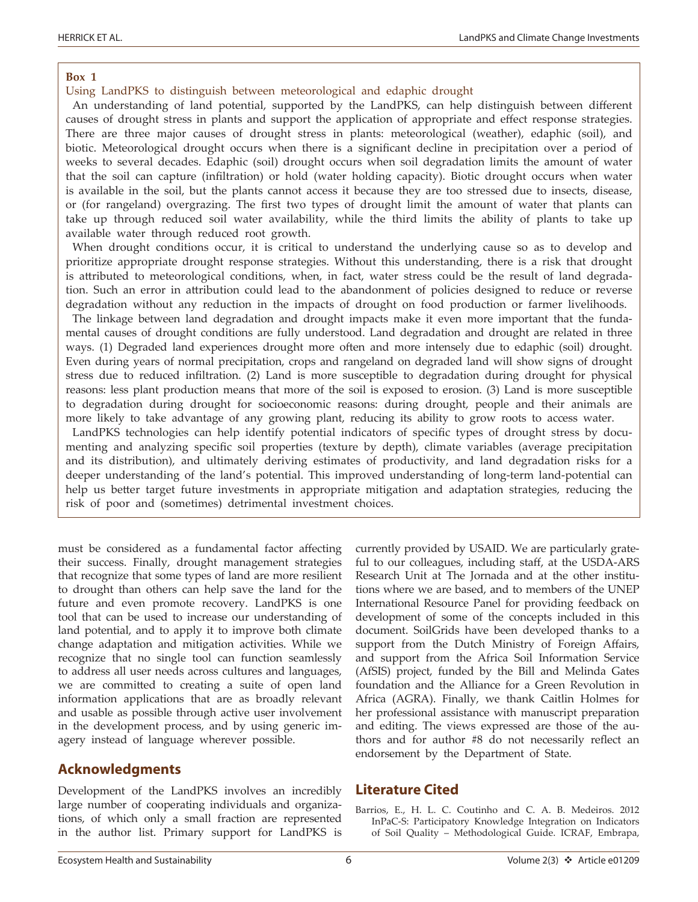**Box 1**

Using LandPKS to distinguish between meteorological and edaphic drought

An understanding of land potential, supported by the LandPKS, can help distinguish between different causes of drought stress in plants and support the application of appropriate and effect response strategies. There are three major causes of drought stress in plants: meteorological (weather), edaphic (soil), and biotic. Meteorological drought occurs when there is a significant decline in precipitation over a period of weeks to several decades. Edaphic (soil) drought occurs when soil degradation limits the amount of water that the soil can capture (infiltration) or hold (water holding capacity). Biotic drought occurs when water is available in the soil, but the plants cannot access it because they are too stressed due to insects, disease, or (for rangeland) overgrazing. The first two types of drought limit the amount of water that plants can take up through reduced soil water availability, while the third limits the ability of plants to take up available water through reduced root growth.

When drought conditions occur, it is critical to understand the underlying cause so as to develop and prioritize appropriate drought response strategies. Without this understanding, there is a risk that drought is attributed to meteorological conditions, when, in fact, water stress could be the result of land degradation. Such an error in attribution could lead to the abandonment of policies designed to reduce or reverse degradation without any reduction in the impacts of drought on food production or farmer livelihoods.

The linkage between land degradation and drought impacts make it even more important that the fundamental causes of drought conditions are fully understood. Land degradation and drought are related in three ways. (1) Degraded land experiences drought more often and more intensely due to edaphic (soil) drought. Even during years of normal precipitation, crops and rangeland on degraded land will show signs of drought stress due to reduced infiltration. (2) Land is more susceptible to degradation during drought for physical reasons: less plant production means that more of the soil is exposed to erosion. (3) Land is more susceptible to degradation during drought for socioeconomic reasons: during drought, people and their animals are more likely to take advantage of any growing plant, reducing its ability to grow roots to access water.

LandPKS technologies can help identify potential indicators of specific types of drought stress by documenting and analyzing specific soil properties (texture by depth), climate variables (average precipitation and its distribution), and ultimately deriving estimates of productivity, and land degradation risks for a deeper understanding of the land's potential. This improved understanding of long-term land-potential can help us better target future investments in appropriate mitigation and adaptation strategies, reducing the risk of poor and (sometimes) detrimental investment choices.

must be considered as a fundamental factor affecting their success. Finally, drought management strategies that recognize that some types of land are more resilient to drought than others can help save the land for the future and even promote recovery. LandPKS is one tool that can be used to increase our understanding of land potential, and to apply it to improve both climate change adaptation and mitigation activities. While we recognize that no single tool can function seamlessly to address all user needs across cultures and languages, we are committed to creating a suite of open land information applications that are as broadly relevant and usable as possible through active user involvement in the development process, and by using generic imagery instead of language wherever possible.

## Acknowledgments

Development of the LandPKS involves an incredibly large number of cooperating individuals and organizations, of which only a small fraction are represented in the author list. Primary support for LandPKS is currently provided by USAID. We are particularly grateful to our colleagues, including staff, at the USDA-ARS Research Unit at The Jornada and at the other institutions where we are based, and to members of the UNEP International Resource Panel for providing feedback on development of some of the concepts included in this document. SoilGrids have been developed thanks to a support from the Dutch Ministry of Foreign Affairs, and support from the Africa Soil Information Service (AfSIS) project, funded by the Bill and Melinda Gates foundation and the Alliance for a Green Revolution in Africa (AGRA). Finally, we thank Caitlin Holmes for her professional assistance with manuscript preparation and editing. The views expressed are those of the authors and for author #8 do not necessarily reflect an endorsement by the Department of State.

## Literature Cited

Barrios, E., H. L. C. Coutinho and C. A. B. Medeiros. 2012 InPaC-S: Participatory Knowledge Integration on Indicators of Soil Quality – Methodological Guide. ICRAF, Embrapa,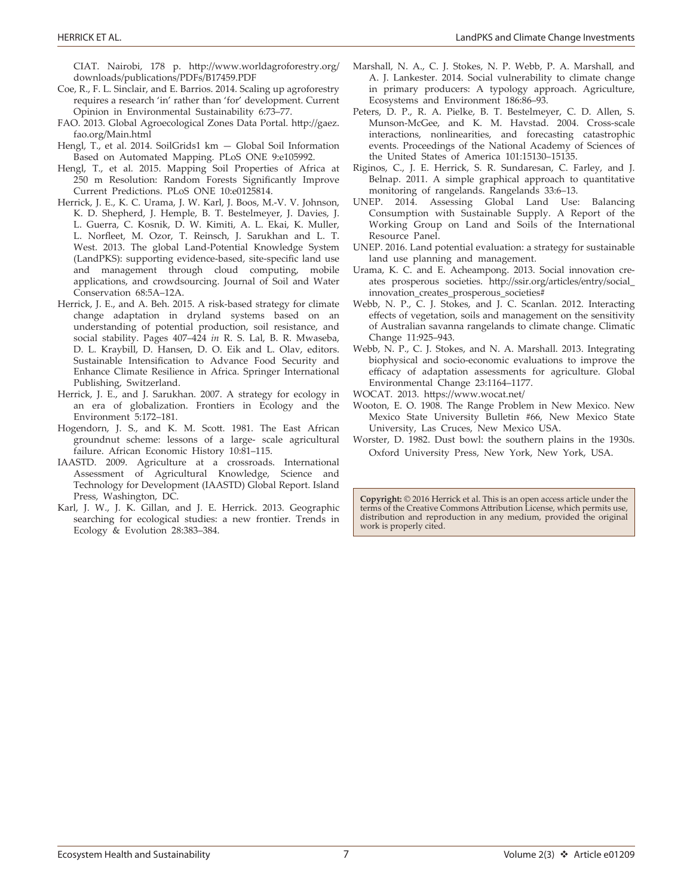CIAT. Nairobi, 178 p. http://www.worldagroforestry.org/downloads/publications/PDFs/B17459.PDF

Coe, R., F. L. Sinclair, and E. Barrios. 2014. Scaling up agroforestry requires a research 'in' rather than 'for' development. Current Opinion in Environmental Sustainability 6:73–77.

FAO. 2013. Global Agroecological Zones Data Portal. http://gaez.fao.org/Main.html

Hengl, T., et al. 2014. SoilGrids1 km — Global Soil Information Based on Automated Mapping. PLoS ONE 9:e105992.

Hengl, T., et al. 2015. Mapping Soil Properties of Africa at 250 m Resolution: Random Forests Significantly Improve Current Predictions. PLoS ONE 10:e0125814.

Herrick, J. E., K. C. Urama, J. W. Karl, J. Boos, M.-V. V. Johnson, K. D. Shepherd, J. Hemple, B. T. Bestelmeyer, J. Davies, J. L. Guerra, C. Kosnik, D. W. Kimiti, A. L. Ekai, K. Muller, L. Norfleet, M. Ozor, T. Reinsch, J. Sarukhan and L. T. West. 2013. The global Land-Potential Knowledge System (LandPKS): supporting evidence-based, site-specific land use and management through cloud computing, mobile applications, and crowdsourcing. Journal of Soil and Water Conservation 68:5A–12A.

Herrick, J. E., and A. Beh. 2015. A risk-based strategy for climate change adaptation in dryland systems based on an understanding of potential production, soil resistance, and social stability. Pages 407–424 *in* R. S. Lal, B. R. Mwaseba, D. L. Kraybill, D. Hansen, D. O. Eik and L. Olav, editors. Sustainable Intensification to Advance Food Security and Enhance Climate Resilience in Africa. Springer International Publishing, Switzerland.

Herrick, J. E., and J. Sarukhan. 2007. A strategy for ecology in an era of globalization. Frontiers in Ecology and the Environment 5:172–181.

Hogendorn, J. S., and K. M. Scott. 1981. The East African groundnut scheme: lessons of a large- scale agricultural failure. African Economic History 10:81–115.

IAASTD. 2009. Agriculture at a crossroads. International Assessment of Agricultural Knowledge, Science and Technology for Development (IAASTD) Global Report. Island Press, Washington, DC.

Karl, J. W., J. K. Gillan, and J. E. Herrick. 2013. Geographic searching for ecological studies: a new frontier. Trends in Ecology & Evolution 28:383–384.

Marshall, N. A., C. J. Stokes, N. P. Webb, P. A. Marshall, and A. J. Lankester. 2014. Social vulnerability to climate change in primary producers: A typology approach. Agriculture, Ecosystems and Environment 186:86–93.

Peters, D. P., R. A. Pielke, B. T. Bestelmeyer, C. D. Allen, S. Munson-McGee, and K. M. Havstad. 2004. Cross-scale interactions, nonlinearities, and forecasting catastrophic events. Proceedings of the National Academy of Sciences of the United States of America 101:15130–15135.

Riginos, C., J. E. Herrick, S. R. Sundaresan, C. Farley, and J. Belnap. 2011. A simple graphical approach to quantitative monitoring of rangelands. Rangelands 33:6–13.

UNEP. 2014. Assessing Global Land Use: Balancing Consumption with Sustainable Supply. A Report of the Working Group on Land and Soils of the International Resource Panel.

UNEP. 2016. Land potential evaluation: a strategy for sustainable land use planning and management.

Urama, K. C. and E. Acheampong. 2013. Social innovation creates prosperous societies. http://ssir.org/articles/entry/social_innovation_creates_prosperous_societies#

Webb, N. P., C. J. Stokes, and J. C. Scanlan. 2012. Interacting effects of vegetation, soils and management on the sensitivity of Australian savanna rangelands to climate change. Climatic Change 11:925–943.

Webb, N. P., C. J. Stokes, and N. A. Marshall. 2013. Integrating biophysical and socio-economic evaluations to improve the efficacy of adaptation assessments for agriculture. Global Environmental Change 23:1164–1177.

WOCAT. 2013. https://www.wocat.net/

Wooton, E. O. 1908. The Range Problem in New Mexico. New Mexico State University Bulletin #66, New Mexico State University, Las Cruces, New Mexico USA.

Worster, D. 1982. Dust bowl: the southern plains in the 1930s. Oxford University Press, New York, New York, USA.

**Copyright:** © 2016 Herrick et al. This is an open access article under the terms of the Creative Commons Attribution License, which permits use, distribution and reproduction in any medium, provided the original work is properly cited.